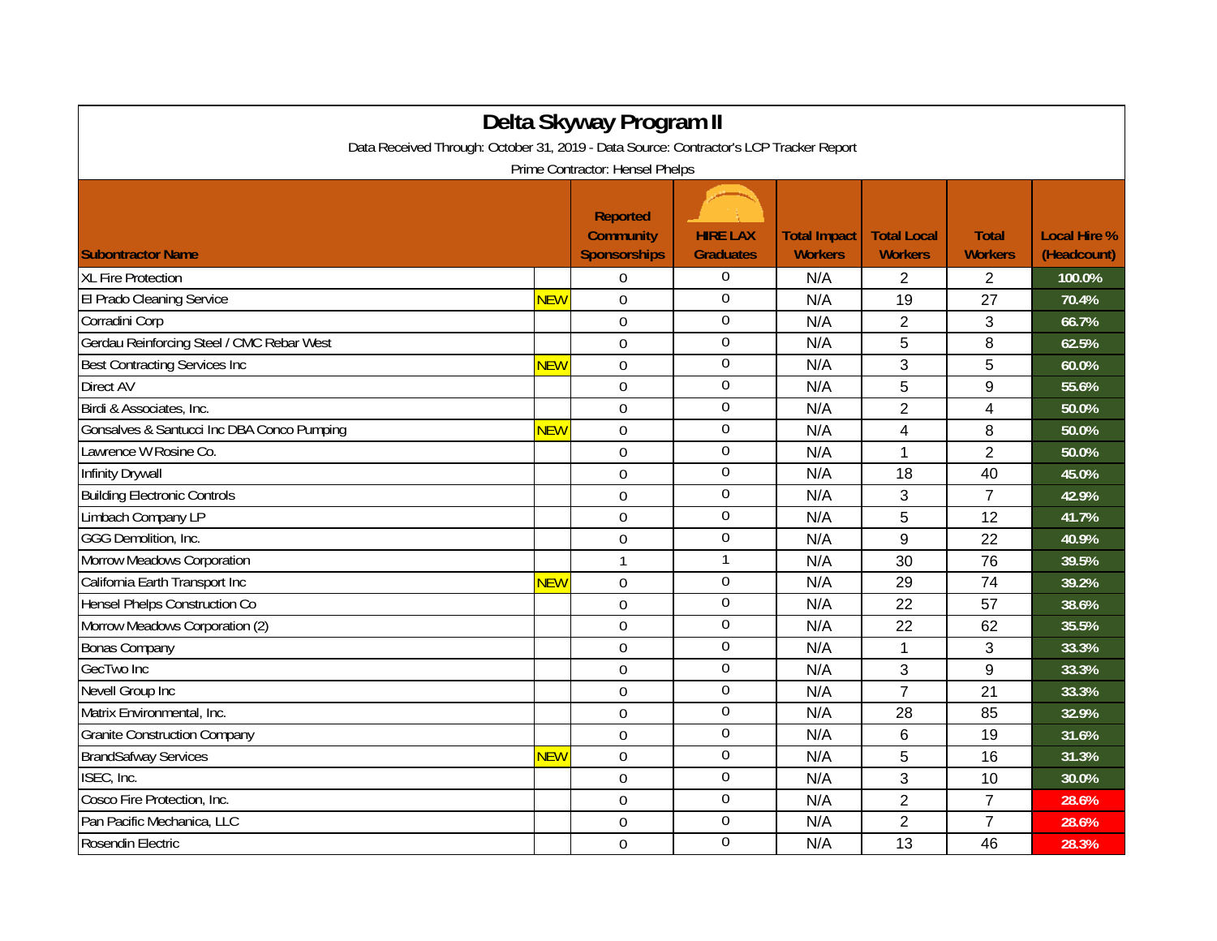# Delta Skyway Program II

Data Received Through: October 31, 2019 - Data Source: Contractor's LCP Tracker Report

Prime Contractor: Hensel Phelps

| Subontractor Name | | Reported Community Sponsorships | HIRE LAX Graduates | Total Impact Workers | Total Local Workers | Total Workers | Local Hire % (Headcount) |
|---|---|---|---|---|---|---|---|
| XL Fire Protection | | 0 | 0 | N/A | 2 | 2 | 100.0% |
| El Prado Cleaning Service | NEW | 0 | 0 | N/A | 19 | 27 | 70.4% |
| Corradini Corp | | 0 | 0 | N/A | 2 | 3 | 66.7% |
| Gerdau Reinforcing Steel / CMC Rebar West | | 0 | 0 | N/A | 5 | 8 | 62.5% |
| Best Contracting Services Inc | NEW | 0 | 0 | N/A | 3 | 5 | 60.0% |
| Direct AV | | 0 | 0 | N/A | 5 | 9 | 55.6% |
| Birdi & Associates, Inc. | | 0 | 0 | N/A | 2 | 4 | 50.0% |
| Gonsalves & Santucci Inc DBA Conco Pumping | NEW | 0 | 0 | N/A | 4 | 8 | 50.0% |
| Lawrence W Rosine Co. | | 0 | 0 | N/A | 1 | 2 | 50.0% |
| Infinity Drywall | | 0 | 0 | N/A | 18 | 40 | 45.0% |
| Building Electronic Controls | | 0 | 0 | N/A | 3 | 7 | 42.9% |
| Limbach Company LP | | 0 | 0 | N/A | 5 | 12 | 41.7% |
| GGG Demolition, Inc. | | 0 | 0 | N/A | 9 | 22 | 40.9% |
| Morrow Meadows Corporation | | 1 | 1 | N/A | 30 | 76 | 39.5% |
| California Earth Transport Inc | NEW | 0 | 0 | N/A | 29 | 74 | 39.2% |
| Hensel Phelps Construction Co | | 0 | 0 | N/A | 22 | 57 | 38.6% |
| Morrow Meadows Corporation (2) | | 0 | 0 | N/A | 22 | 62 | 35.5% |
| Bonas Company | | 0 | 0 | N/A | 1 | 3 | 33.3% |
| GecTwo Inc | | 0 | 0 | N/A | 3 | 9 | 33.3% |
| Nevell Group Inc | | 0 | 0 | N/A | 7 | 21 | 33.3% |
| Matrix Environmental, Inc. | | 0 | 0 | N/A | 28 | 85 | 32.9% |
| Granite Construction Company | | 0 | 0 | N/A | 6 | 19 | 31.6% |
| BrandSafway Services | NEW | 0 | 0 | N/A | 5 | 16 | 31.3% |
| ISEC, Inc. | | 0 | 0 | N/A | 3 | 10 | 30.0% |
| Cosco Fire Protection, Inc. | | 0 | 0 | N/A | 2 | 7 | 28.6% |
| Pan Pacific Mechanica, LLC | | 0 | 0 | N/A | 2 | 7 | 28.6% |
| Rosendin Electric | | 0 | 0 | N/A | 13 | 46 | 28.3% |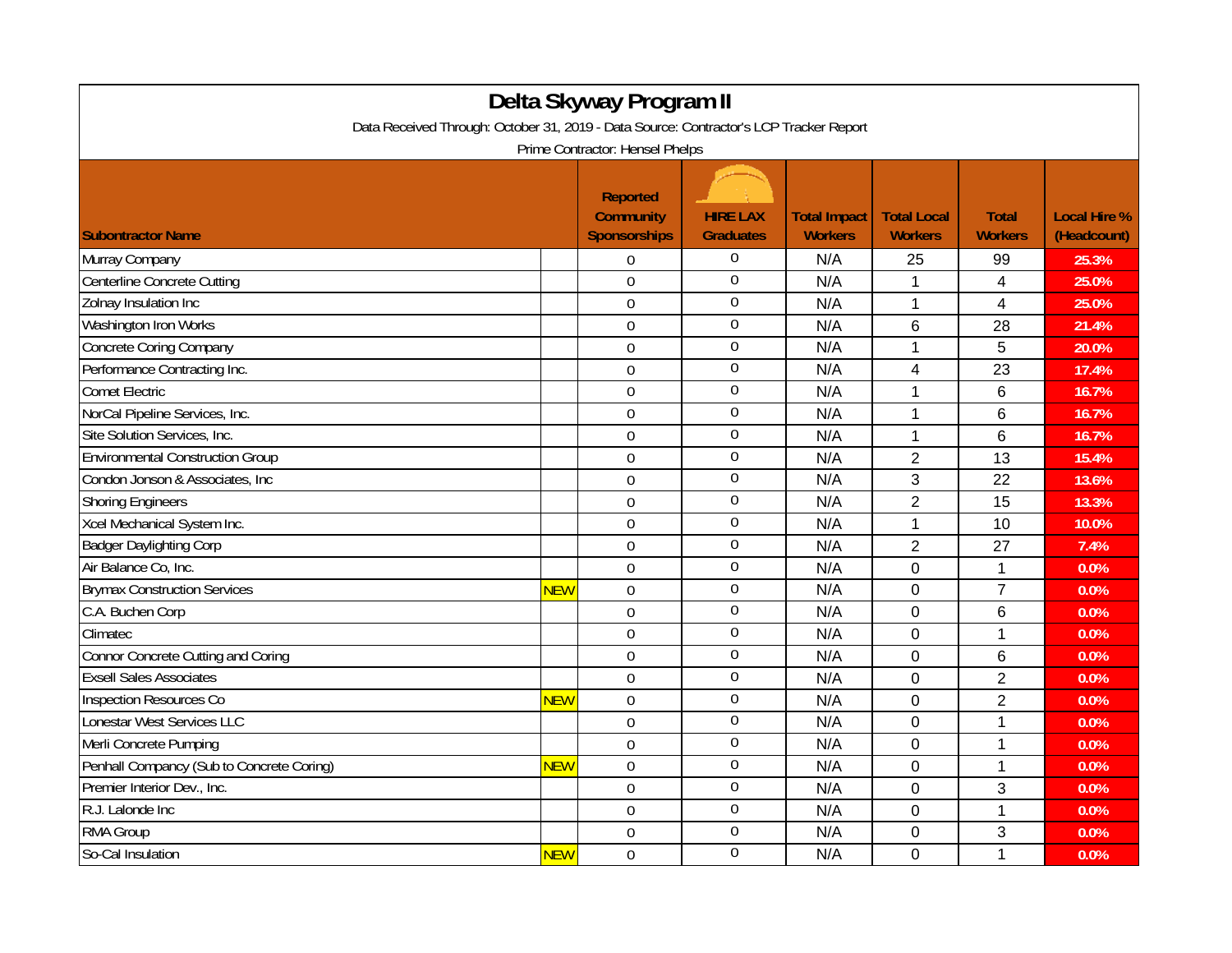# Delta Skyway Program II

Data Received Through: October 31, 2019 - Data Source: Contractor's LCP Tracker Report

Prime Contractor: Hensel Phelps

| Subontractor Name | | Reported Community Sponsorships | HIRE LAX Graduates | Total Impact Workers | Total Local Workers | Total Workers | Local Hire % (Headcount) |
|---|---|---|---|---|---|---|---|
| Murray Company | | 0 | 0 | N/A | 25 | 99 | 25.3% |
| Centerline Concrete Cutting | | 0 | 0 | N/A | 1 | 4 | 25.0% |
| Zolnay Insulation Inc | | 0 | 0 | N/A | 1 | 4 | 25.0% |
| Washington Iron Works | | 0 | 0 | N/A | 6 | 28 | 21.4% |
| Concrete Coring Company | | 0 | 0 | N/A | 1 | 5 | 20.0% |
| Performance Contracting Inc. | | 0 | 0 | N/A | 4 | 23 | 17.4% |
| Comet Electric | | 0 | 0 | N/A | 1 | 6 | 16.7% |
| NorCal Pipeline Services, Inc. | | 0 | 0 | N/A | 1 | 6 | 16.7% |
| Site Solution Services, Inc. | | 0 | 0 | N/A | 1 | 6 | 16.7% |
| Environmental Construction Group | | 0 | 0 | N/A | 2 | 13 | 15.4% |
| Condon Jonson & Associates, Inc | | 0 | 0 | N/A | 3 | 22 | 13.6% |
| Shoring Engineers | | 0 | 0 | N/A | 2 | 15 | 13.3% |
| Xcel Mechanical System Inc. | | 0 | 0 | N/A | 1 | 10 | 10.0% |
| Badger Daylighting Corp | | 0 | 0 | N/A | 2 | 27 | 7.4% |
| Air Balance Co, Inc. | | 0 | 0 | N/A | 0 | 1 | 0.0% |
| Brymax Construction Services | NEW | 0 | 0 | N/A | 0 | 7 | 0.0% |
| C.A. Buchen Corp | | 0 | 0 | N/A | 0 | 6 | 0.0% |
| Climatec | | 0 | 0 | N/A | 0 | 1 | 0.0% |
| Connor Concrete Cutting and Coring | | 0 | 0 | N/A | 0 | 6 | 0.0% |
| Exsell Sales Associates | | 0 | 0 | N/A | 0 | 2 | 0.0% |
| Inspection Resources Co | NEW | 0 | 0 | N/A | 0 | 2 | 0.0% |
| Lonestar West Services LLC | | 0 | 0 | N/A | 0 | 1 | 0.0% |
| Merli Concrete Pumping | | 0 | 0 | N/A | 0 | 1 | 0.0% |
| Penhall Company (Sub to Concrete Coring) | NEW | 0 | 0 | N/A | 0 | 1 | 0.0% |
| Premier Interior Dev., Inc. | | 0 | 0 | N/A | 0 | 3 | 0.0% |
| R.J. Lalonde Inc | | 0 | 0 | N/A | 0 | 1 | 0.0% |
| RMA Group | | 0 | 0 | N/A | 0 | 3 | 0.0% |
| So-Cal Insulation | NEW | 0 | 0 | N/A | 0 | 1 | 0.0% |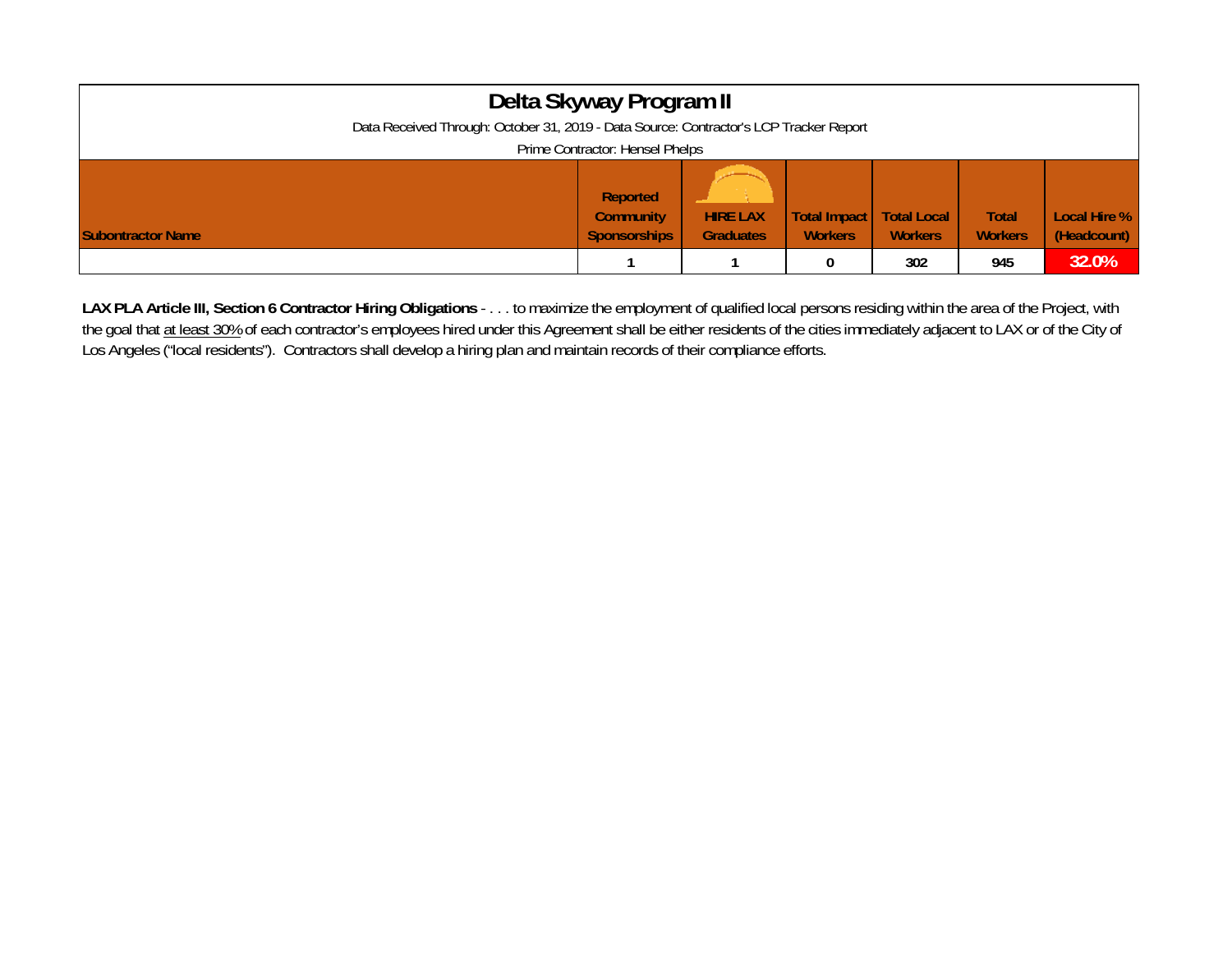# Delta Skyway Program II

Data Received Through: October 31, 2019 - Data Source: Contractor's LCP Tracker Report

Prime Contractor: Hensel Phelps

| Subontractor Name | Reported Community Sponsorships | HIRE LAX Graduates | Total Impact Workers | Total Local Workers | Total Workers | Local Hire % (Headcount) |
|---|---|---|---|---|---|---|
| | 1 | 1 | 0 | 302 | 945 | 32.0% |

**LAX PLA Article III, Section 6 Contractor Hiring Obligations** - . . . to maximize the employment of qualified local persons residing within the area of the Project, with the goal that at least 30% of each contractor's employees hired under this Agreement shall be either residents of the cities immediately adjacent to LAX or of the City of Los Angeles ("local residents"). Contractors shall develop a hiring plan and maintain records of their compliance efforts.